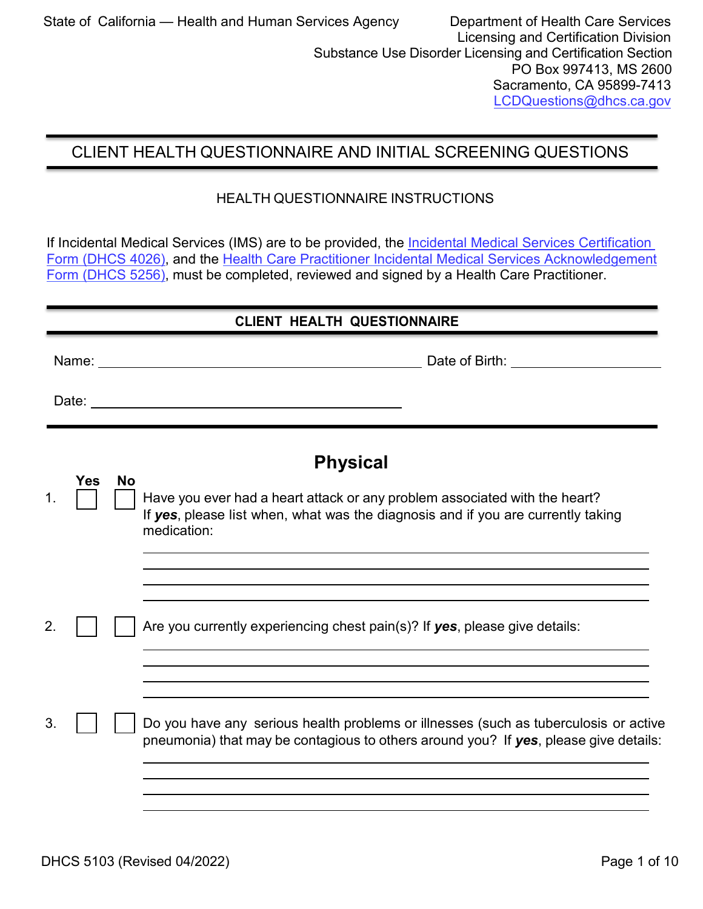State of California — Health and Human Services Agency

Department of Health Care Services
Licensing and Certification Division
Substance Use Disorder Licensing and Certification Section
PO Box 997413, MS 2600
Sacramento, CA 95899-7413
LCDQuestions@dhcs.ca.gov

# CLIENT HEALTH QUESTIONNAIRE AND INITIAL SCREENING QUESTIONS

## HEALTH QUESTIONNAIRE INSTRUCTIONS

If Incidental Medical Services (IMS) are to be provided, the Incidental Medical Services Certification Form (DHCS 4026), and the Health Care Practitioner Incidental Medical Services Acknowledgement Form (DHCS 5256), must be completed, reviewed and signed by a Health Care Practitioner.

## CLIENT HEALTH QUESTIONNAIRE

Name: ______________________________ Date of Birth: ____________________

Date: ______________________________

## Physical

| | Yes | No | |
|---|---|---|---|
| 1. | ☐ | ☐ | Have you ever had a heart attack or any problem associated with the heart? If ***yes***, please list when, what was the diagnosis and if you are currently taking medication: |

______________________________________________________________________
______________________________________________________________________
______________________________________________________________________
______________________________________________________________________

| | Yes | No | |
|---|---|---|---|
| 2. | ☐ | ☐ | Are you currently experiencing chest pain(s)? If ***yes***, please give details: |

______________________________________________________________________
______________________________________________________________________
______________________________________________________________________
______________________________________________________________________

| | Yes | No | |
|---|---|---|---|
| 3. | ☐ | ☐ | Do you have any serious health problems or illnesses (such as tuberculosis or active pneumonia) that may be contagious to others around you? If ***yes***, please give details: |

______________________________________________________________________
______________________________________________________________________
______________________________________________________________________
______________________________________________________________________

DHCS 5103 (Revised 04/2022)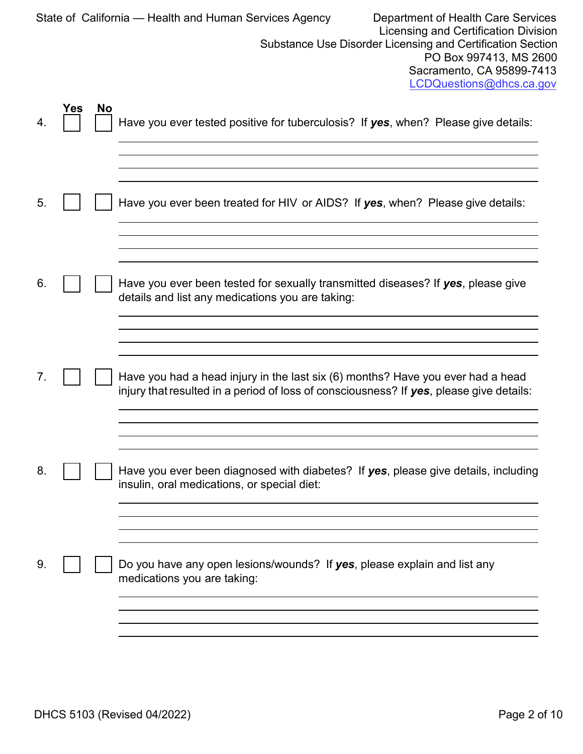| Yes | No | |
|---|---|---|
| 4. ☐ | ☐ | Have you ever tested positive for tuberculosis? If ***yes***, when? Please give details: |

______________________________________________________________________
______________________________________________________________________
______________________________________________________________________
______________________________________________________________________

5. ☐ ☐ Have you ever been treated for HIV or AIDS? If ***yes***, when? Please give details:

______________________________________________________________________
______________________________________________________________________
______________________________________________________________________
______________________________________________________________________

6. ☐ ☐ Have you ever been tested for sexually transmitted diseases? If ***yes***, please give details and list any medications you are taking:

______________________________________________________________________
______________________________________________________________________
______________________________________________________________________
______________________________________________________________________

7. ☐ ☐ Have you had a head injury in the last six (6) months? Have you ever had a head injury that resulted in a period of loss of consciousness? If ***yes***, please give details:

______________________________________________________________________
______________________________________________________________________
______________________________________________________________________
______________________________________________________________________

8. ☐ ☐ Have you ever been diagnosed with diabetes? If ***yes***, please give details, including insulin, oral medications, or special diet:

______________________________________________________________________
______________________________________________________________________
______________________________________________________________________
______________________________________________________________________

9. ☐ ☐ Do you have any open lesions/wounds? If ***yes***, please explain and list any medications you are taking:

______________________________________________________________________
______________________________________________________________________
______________________________________________________________________
______________________________________________________________________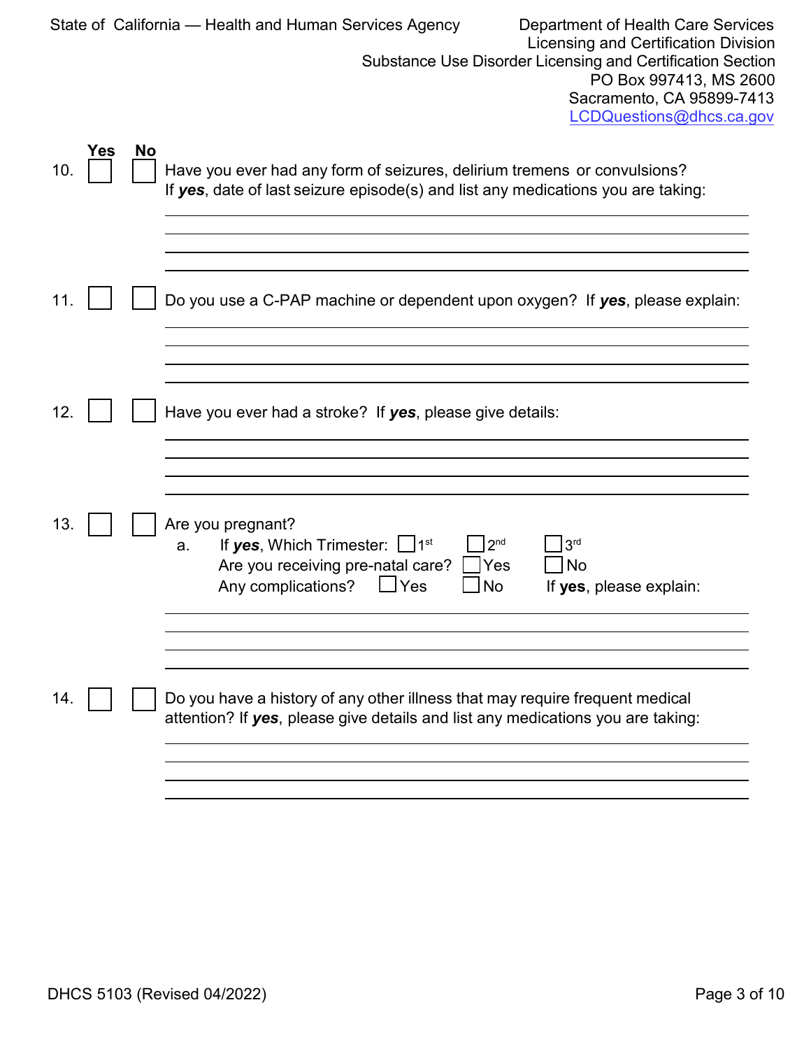State of California — Health and Human Services Agency

Department of Health Care Services
Licensing and Certification Division
Substance Use Disorder Licensing and Certification Section
PO Box 997413, MS 2600
Sacramento, CA 95899-7413
LCDQuestions@dhcs.ca.gov

| | Yes | No | |
|---|---|---|---|
| 10. | ☐ | ☐ | Have you ever had any form of seizures, delirium tremens or convulsions? If ***yes***, date of last seizure episode(s) and list any medications you are taking: |

______________________________________________________________________

______________________________________________________________________

______________________________________________________________________

| | Yes | No | |
|---|---|---|---|
| 11. | ☐ | ☐ | Do you use a C-PAP machine or dependent upon oxygen? If ***yes***, please explain: |

______________________________________________________________________

______________________________________________________________________

______________________________________________________________________

| | Yes | No | |
|---|---|---|---|
| 12. | ☐ | ☐ | Have you ever had a stroke? If ***yes***, please give details: |

______________________________________________________________________

______________________________________________________________________

______________________________________________________________________

| | Yes | No | |
|---|---|---|---|
| 13. | ☐ | ☐ | Are you pregnant? |

a. If ***yes***, Which Trimester: ☐ 1st ☐ 2nd ☐ 3rd
   Are you receiving pre-natal care? ☐ Yes ☐ No
   Any complications? ☐ Yes ☐ No If **yes**, please explain:

______________________________________________________________________

______________________________________________________________________

______________________________________________________________________

| | Yes | No | |
|---|---|---|---|
| 14. | ☐ | ☐ | Do you have a history of any other illness that may require frequent medical attention? If ***yes***, please give details and list any medications you are taking: |

______________________________________________________________________

______________________________________________________________________

______________________________________________________________________

DHCS 5103 (Revised 04/2022)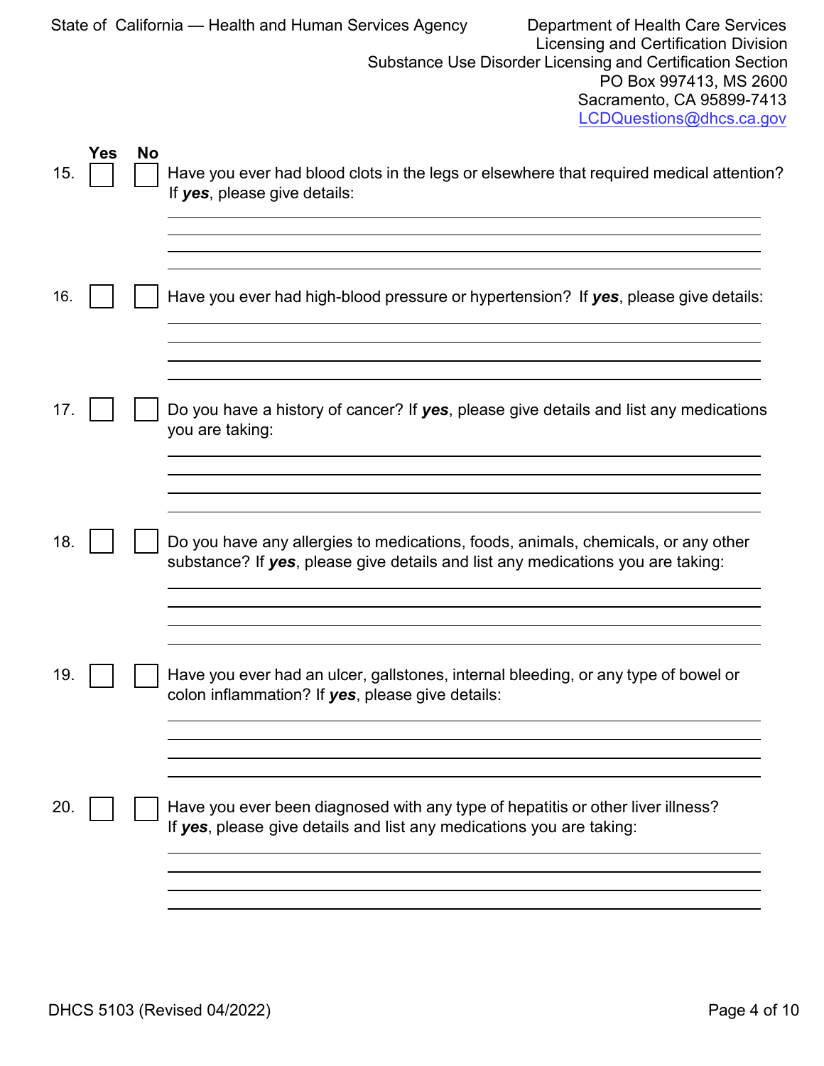State of California — Health and Human Services Agency

Department of Health Care Services
Licensing and Certification Division
Substance Use Disorder Licensing and Certification Section
PO Box 997413, MS 2600
Sacramento, CA 95899-7413
LCDQuestions@dhcs.ca.gov

| | Yes | No | |
|---|---|---|---|
| 15. | ☐ | ☐ | Have you ever had blood clots in the legs or elsewhere that required medical attention? If ***yes***, please give details: |
| 16. | ☐ | ☐ | Have you ever had high-blood pressure or hypertension? If ***yes***, please give details: |
| 17. | ☐ | ☐ | Do you have a history of cancer? If ***yes***, please give details and list any medications you are taking: |
| 18. | ☐ | ☐ | Do you have any allergies to medications, foods, animals, chemicals, or any other substance? If ***yes***, please give details and list any medications you are taking: |
| 19. | ☐ | ☐ | Have you ever had an ulcer, gallstones, internal bleeding, or any type of bowel or colon inflammation? If ***yes***, please give details: |
| 20. | ☐ | ☐ | Have you ever been diagnosed with any type of hepatitis or other liver illness? If ***yes***, please give details and list any medications you are taking: |

DHCS 5103 (Revised 04/2022)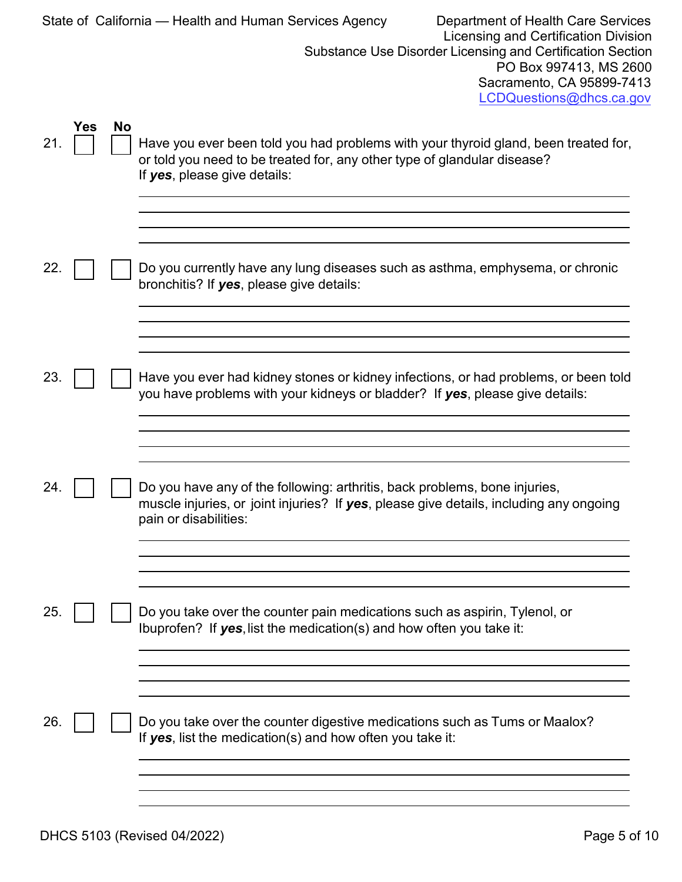| Yes | No | |
|---|---|---|
| 21. ☐ | ☐ | Have you ever been told you had problems with your thyroid gland, been treated for, or told you need to be treated for, any other type of glandular disease? If ***yes***, please give details: |
| 22. ☐ | ☐ | Do you currently have any lung diseases such as asthma, emphysema, or chronic bronchitis? If ***yes***, please give details: |
| 23. ☐ | ☐ | Have you ever had kidney stones or kidney infections, or had problems, or been told you have problems with your kidneys or bladder? If ***yes***, please give details: |
| 24. ☐ | ☐ | Do you have any of the following: arthritis, back problems, bone injuries, muscle injuries, or joint injuries? If ***yes***, please give details, including any ongoing pain or disabilities: |
| 25. ☐ | ☐ | Do you take over the counter pain medications such as aspirin, Tylenol, or Ibuprofen? If ***yes***, list the medication(s) and how often you take it: |
| 26. ☐ | ☐ | Do you take over the counter digestive medications such as Tums or Maalox? If ***yes***, list the medication(s) and how often you take it: |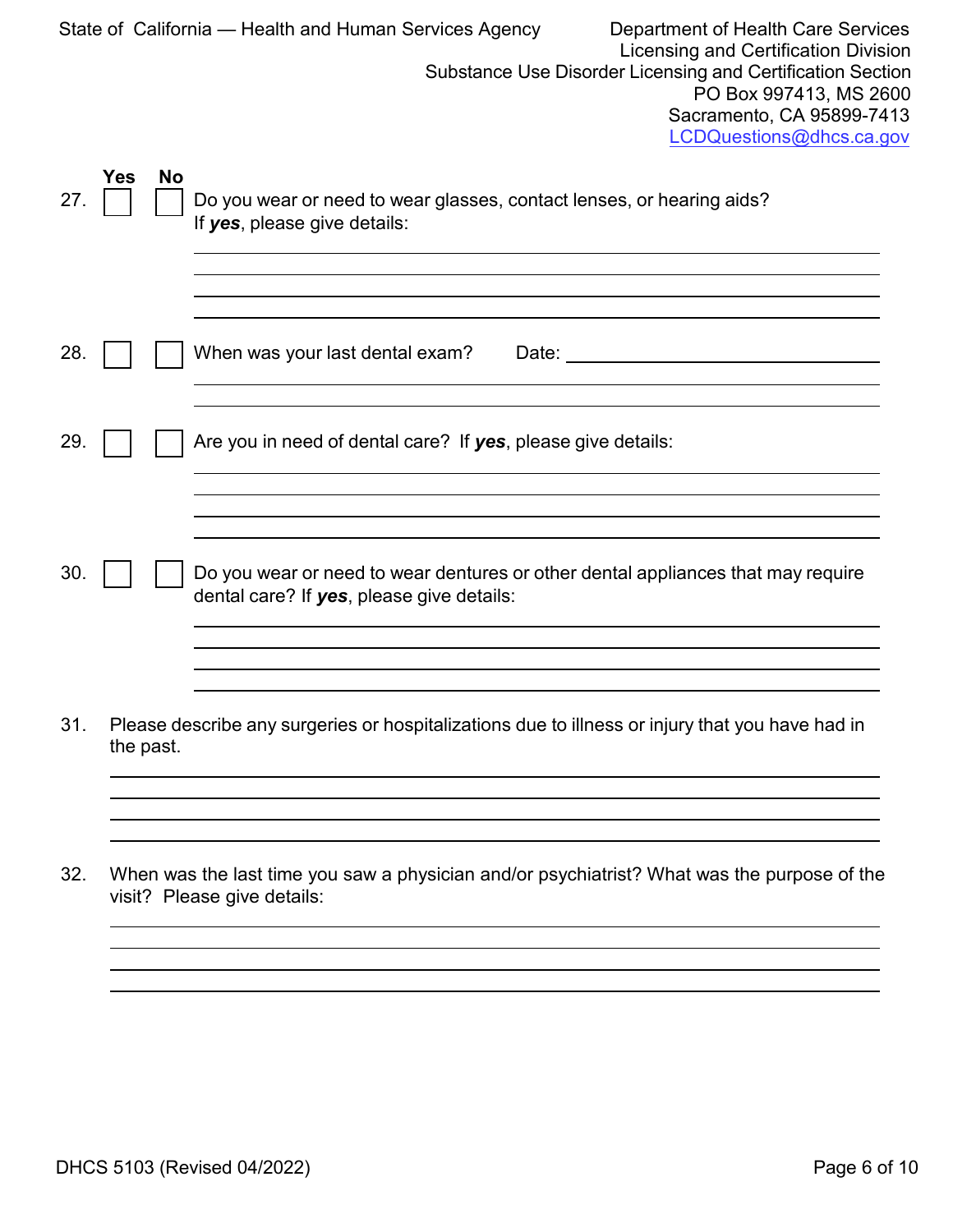State of California — Health and Human Services Agency

Department of Health Care Services
Licensing and Certification Division
Substance Use Disorder Licensing and Certification Section
PO Box 997413, MS 2600
Sacramento, CA 95899-7413
LCDQuestions@dhcs.ca.gov

| | Yes | No | |
|---|---|---|---|
| 27. | ☐ | ☐ | Do you wear or need to wear glasses, contact lenses, or hearing aids? If ***yes***, please give details: |
| 28. | ☐ | ☐ | When was your last dental exam? Date: ____________ |
| 29. | ☐ | ☐ | Are you in need of dental care? If ***yes***, please give details: |
| 30. | ☐ | ☐ | Do you wear or need to wear dentures or other dental appliances that may require dental care? If ***yes***, please give details: |

27. Details: ______________________________

28. ______________________________

29. Details: ______________________________

30. Details: ______________________________

31. Please describe any surgeries or hospitalizations due to illness or injury that you have had in the past.

______________________________

32. When was the last time you saw a physician and/or psychiatrist? What was the purpose of the visit? Please give details:

______________________________

DHCS 5103 (Revised 04/2022)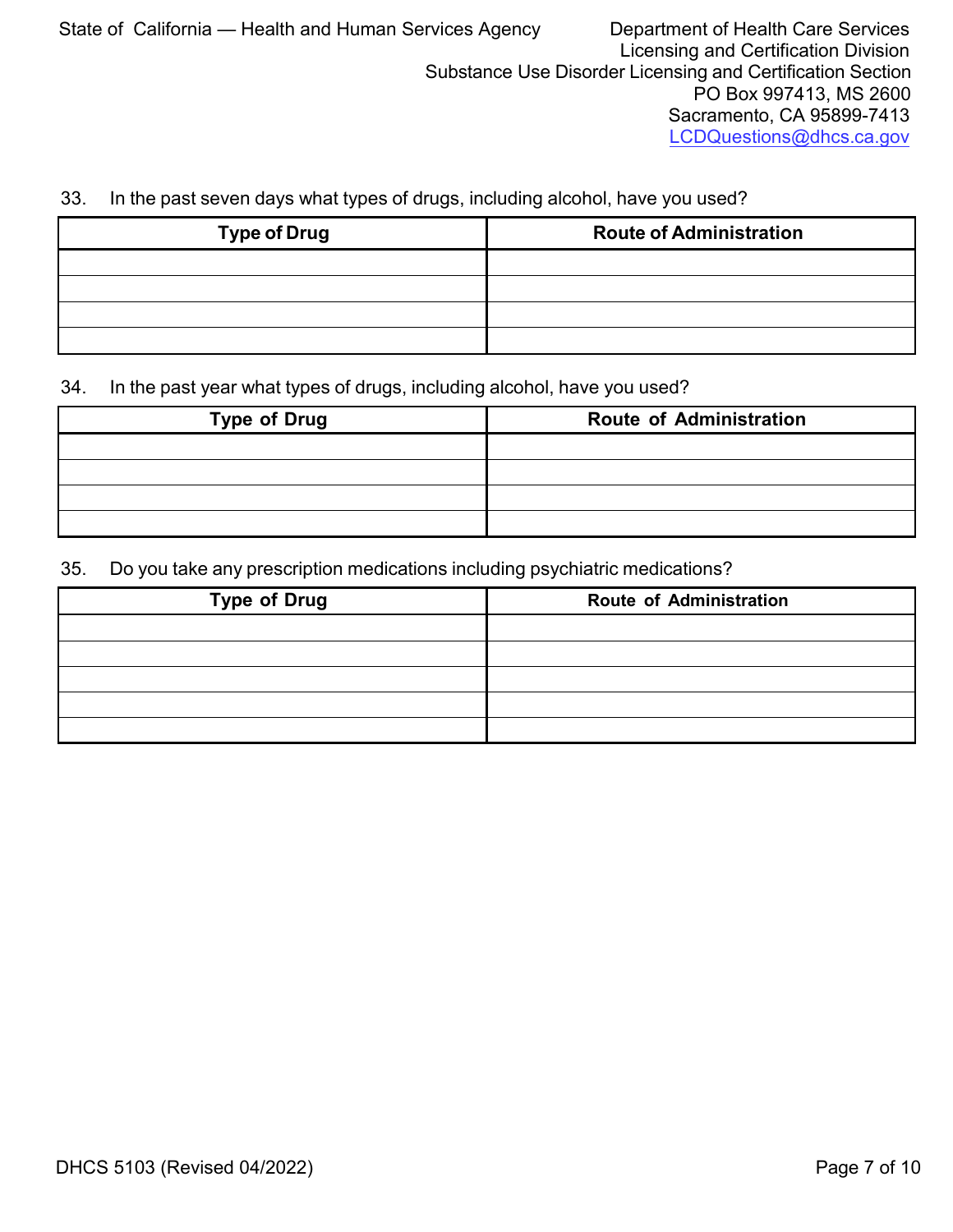33. In the past seven days what types of drugs, including alcohol, have you used?

| Type of Drug | Route of Administration |
| --- | --- |
| | |
| | |
| | |
| | |

34. In the past year what types of drugs, including alcohol, have you used?

| Type of Drug | Route of Administration |
| --- | --- |
| | |
| | |
| | |
| | |

35. Do you take any prescription medications including psychiatric medications?

| Type of Drug | Route of Administration |
| --- | --- |
| | |
| | |
| | |
| | |
| | |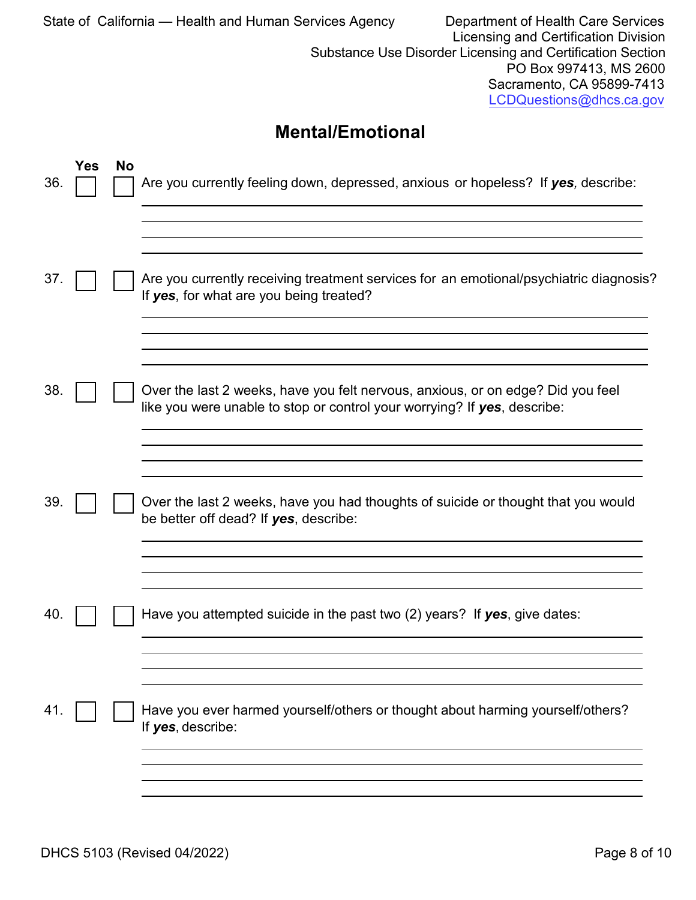State of California — Health and Human Services Agency

Department of Health Care Services
Licensing and Certification Division
Substance Use Disorder Licensing and Certification Section
PO Box 997413, MS 2600
Sacramento, CA 95899-7413
LCDQuestions@dhcs.ca.gov

## Mental/Emotional

| | Yes | No | |
|---|---|---|---|
| 36. | ☐ | ☐ | Are you currently feeling down, depressed, anxious or hopeless? If ***yes***, describe: |
| 37. | ☐ | ☐ | Are you currently receiving treatment services for an emotional/psychiatric diagnosis? If ***yes***, for what are you being treated? |
| 38. | ☐ | ☐ | Over the last 2 weeks, have you felt nervous, anxious, or on edge? Did you feel like you were unable to stop or control your worrying? If ***yes***, describe: |
| 39. | ☐ | ☐ | Over the last 2 weeks, have you had thoughts of suicide or thought that you would be better off dead? If ***yes***, describe: |
| 40. | ☐ | ☐ | Have you attempted suicide in the past two (2) years? If ***yes***, give dates: |
| 41. | ☐ | ☐ | Have you ever harmed yourself/others or thought about harming yourself/others? If ***yes***, describe: |

DHCS 5103 (Revised 04/2022)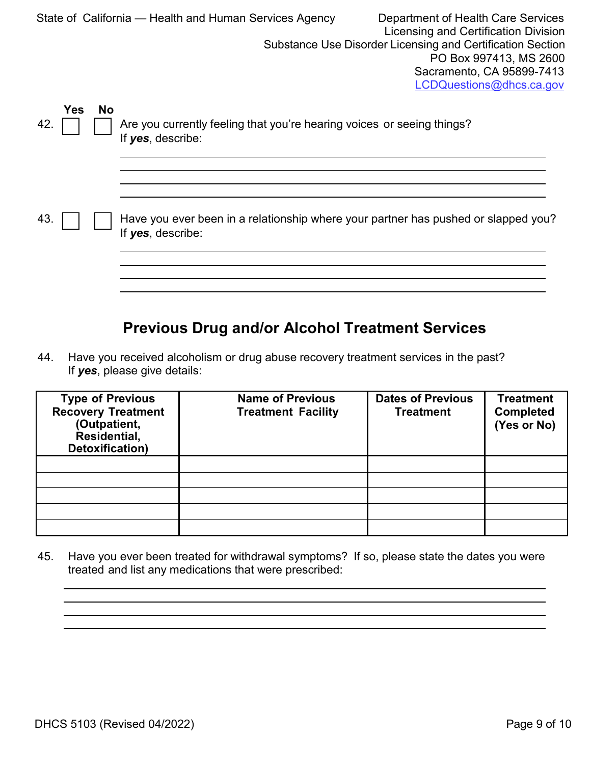| Yes | No | |
|---|---|---|

42. ☐ Yes ☐ No Are you currently feeling that you're hearing voices or seeing things?
If ***yes***, describe:

\_\_\_\_\_\_\_\_\_\_\_\_\_\_\_\_\_\_\_\_\_\_\_\_\_\_\_\_\_\_\_\_\_\_\_\_\_\_\_\_

\_\_\_\_\_\_\_\_\_\_\_\_\_\_\_\_\_\_\_\_\_\_\_\_\_\_\_\_\_\_\_\_\_\_\_\_\_\_\_\_

\_\_\_\_\_\_\_\_\_\_\_\_\_\_\_\_\_\_\_\_\_\_\_\_\_\_\_\_\_\_\_\_\_\_\_\_\_\_\_\_

\_\_\_\_\_\_\_\_\_\_\_\_\_\_\_\_\_\_\_\_\_\_\_\_\_\_\_\_\_\_\_\_\_\_\_\_\_\_\_\_

43. ☐ Yes ☐ No Have you ever been in a relationship where your partner has pushed or slapped you?
If ***yes***, describe:

\_\_\_\_\_\_\_\_\_\_\_\_\_\_\_\_\_\_\_\_\_\_\_\_\_\_\_\_\_\_\_\_\_\_\_\_\_\_\_\_

\_\_\_\_\_\_\_\_\_\_\_\_\_\_\_\_\_\_\_\_\_\_\_\_\_\_\_\_\_\_\_\_\_\_\_\_\_\_\_\_

\_\_\_\_\_\_\_\_\_\_\_\_\_\_\_\_\_\_\_\_\_\_\_\_\_\_\_\_\_\_\_\_\_\_\_\_\_\_\_\_

\_\_\_\_\_\_\_\_\_\_\_\_\_\_\_\_\_\_\_\_\_\_\_\_\_\_\_\_\_\_\_\_\_\_\_\_\_\_\_\_

## Previous Drug and/or Alcohol Treatment Services

44. Have you received alcoholism or drug abuse recovery treatment services in the past?
If ***yes***, please give details:

| Type of Previous Recovery Treatment (Outpatient, Residential, Detoxification) | Name of Previous Treatment Facility | Dates of Previous Treatment | Treatment Completed (Yes or No) |
|---|---|---|---|
| | | | |
| | | | |
| | | | |
| | | | |
| | | | |

45. Have you ever been treated for withdrawal symptoms? If so, please state the dates you were treated and list any medications that were prescribed:

\_\_\_\_\_\_\_\_\_\_\_\_\_\_\_\_\_\_\_\_\_\_\_\_\_\_\_\_\_\_\_\_\_\_\_\_\_\_\_\_

\_\_\_\_\_\_\_\_\_\_\_\_\_\_\_\_\_\_\_\_\_\_\_\_\_\_\_\_\_\_\_\_\_\_\_\_\_\_\_\_

\_\_\_\_\_\_\_\_\_\_\_\_\_\_\_\_\_\_\_\_\_\_\_\_\_\_\_\_\_\_\_\_\_\_\_\_\_\_\_\_

\_\_\_\_\_\_\_\_\_\_\_\_\_\_\_\_\_\_\_\_\_\_\_\_\_\_\_\_\_\_\_\_\_\_\_\_\_\_\_\_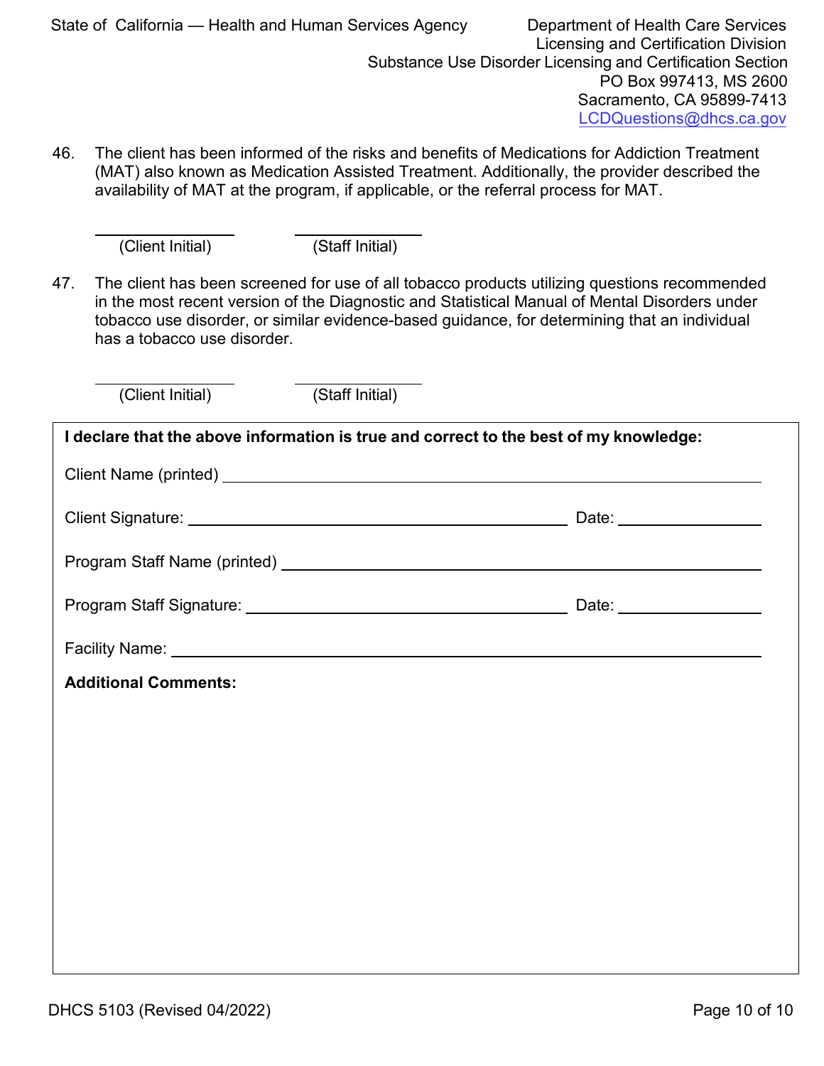46. The client has been informed of the risks and benefits of Medications for Addiction Treatment (MAT) also known as Medication Assisted Treatment. Additionally, the provider described the availability of MAT at the program, if applicable, or the referral process for MAT.

_______________ (Client Initial) _______________ (Staff Initial)

47. The client has been screened for use of all tobacco products utilizing questions recommended in the most recent version of the Diagnostic and Statistical Manual of Mental Disorders under tobacco use disorder, or similar evidence-based guidance, for determining that an individual has a tobacco use disorder.

_______________ (Client Initial) _______________ (Staff Initial)

**I declare that the above information is true and correct to the best of my knowledge:**

Client Name (printed) ____________________________________________

Client Signature: ______________________________ Date: _______________

Program Staff Name (printed) ____________________________________________

Program Staff Signature: ______________________________ Date: _______________

Facility Name: ____________________________________________

**Additional Comments:**